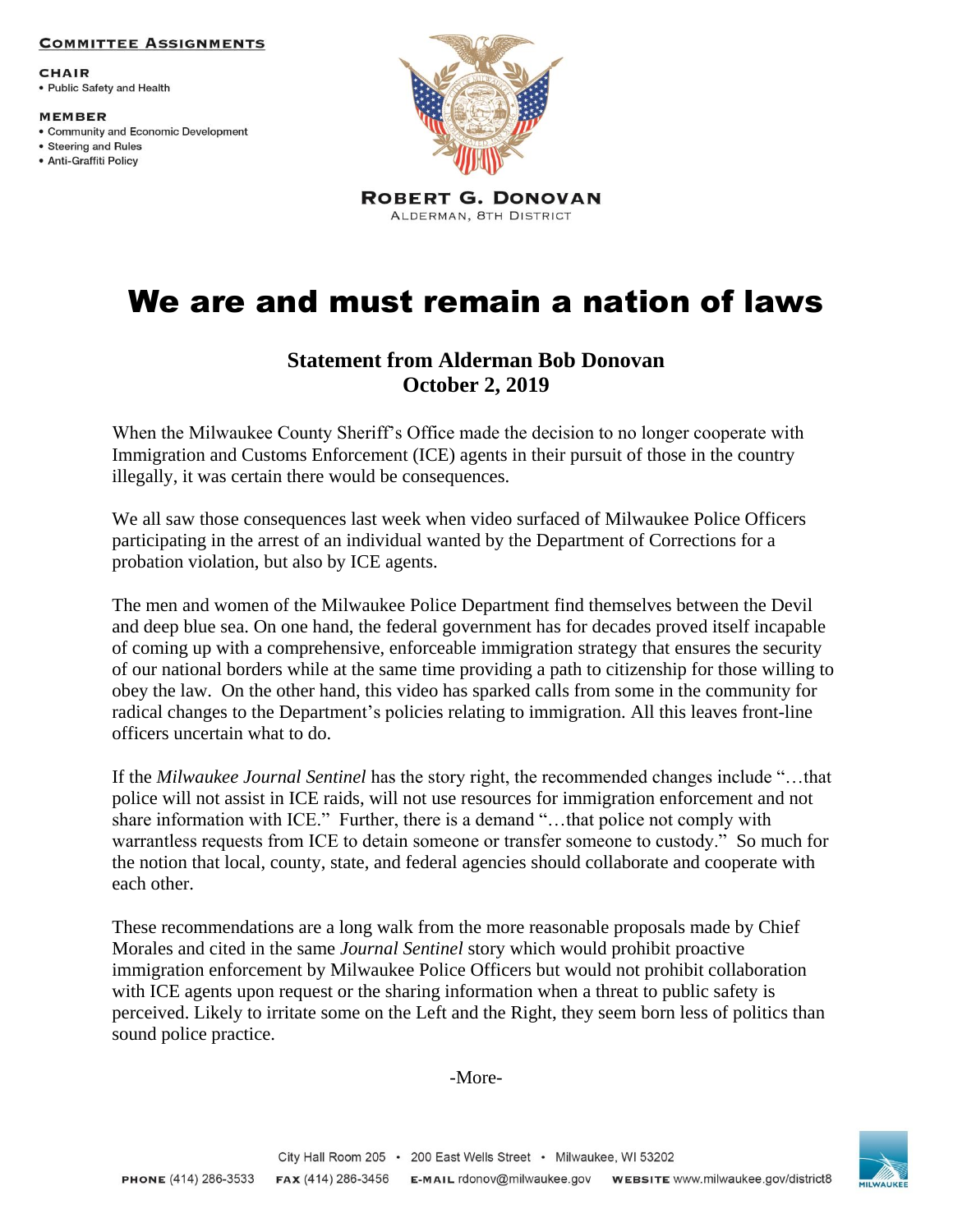**Committee Assignments**

**Chair**
- Public Safety and Health

**Member**
- Community and Economic Development
- Steering and Rules
- Anti-Graffiti Policy

**ROBERT G. DONOVAN**
ALDERMAN, 8TH DISTRICT

# We are and must remain a nation of laws

**Statement from Alderman Bob Donovan**
**October 2, 2019**

When the Milwaukee County Sheriff's Office made the decision to no longer cooperate with Immigration and Customs Enforcement (ICE) agents in their pursuit of those in the country illegally, it was certain there would be consequences.

We all saw those consequences last week when video surfaced of Milwaukee Police Officers participating in the arrest of an individual wanted by the Department of Corrections for a probation violation, but also by ICE agents.

The men and women of the Milwaukee Police Department find themselves between the Devil and deep blue sea. On one hand, the federal government has for decades proved itself incapable of coming up with a comprehensive, enforceable immigration strategy that ensures the security of our national borders while at the same time providing a path to citizenship for those willing to obey the law. On the other hand, this video has sparked calls from some in the community for radical changes to the Department's policies relating to immigration. All this leaves front-line officers uncertain what to do.

If the *Milwaukee Journal Sentinel* has the story right, the recommended changes include "…that police will not assist in ICE raids, will not use resources for immigration enforcement and not share information with ICE." Further, there is a demand "…that police not comply with warrantless requests from ICE to detain someone or transfer someone to custody." So much for the notion that local, county, state, and federal agencies should collaborate and cooperate with each other.

These recommendations are a long walk from the more reasonable proposals made by Chief Morales and cited in the same *Journal Sentinel* story which would prohibit proactive immigration enforcement by Milwaukee Police Officers but would not prohibit collaboration with ICE agents upon request or the sharing information when a threat to public safety is perceived. Likely to irritate some on the Left and the Right, they seem born less of politics than sound police practice.

-More-

City Hall Room 205 • 200 East Wells Street • Milwaukee, WI 53202
**PHONE** (414) 286-3533 **FAX** (414) 286-3456 **E-MAIL** rdonov@milwaukee.gov **WEBSITE** www.milwaukee.gov/district8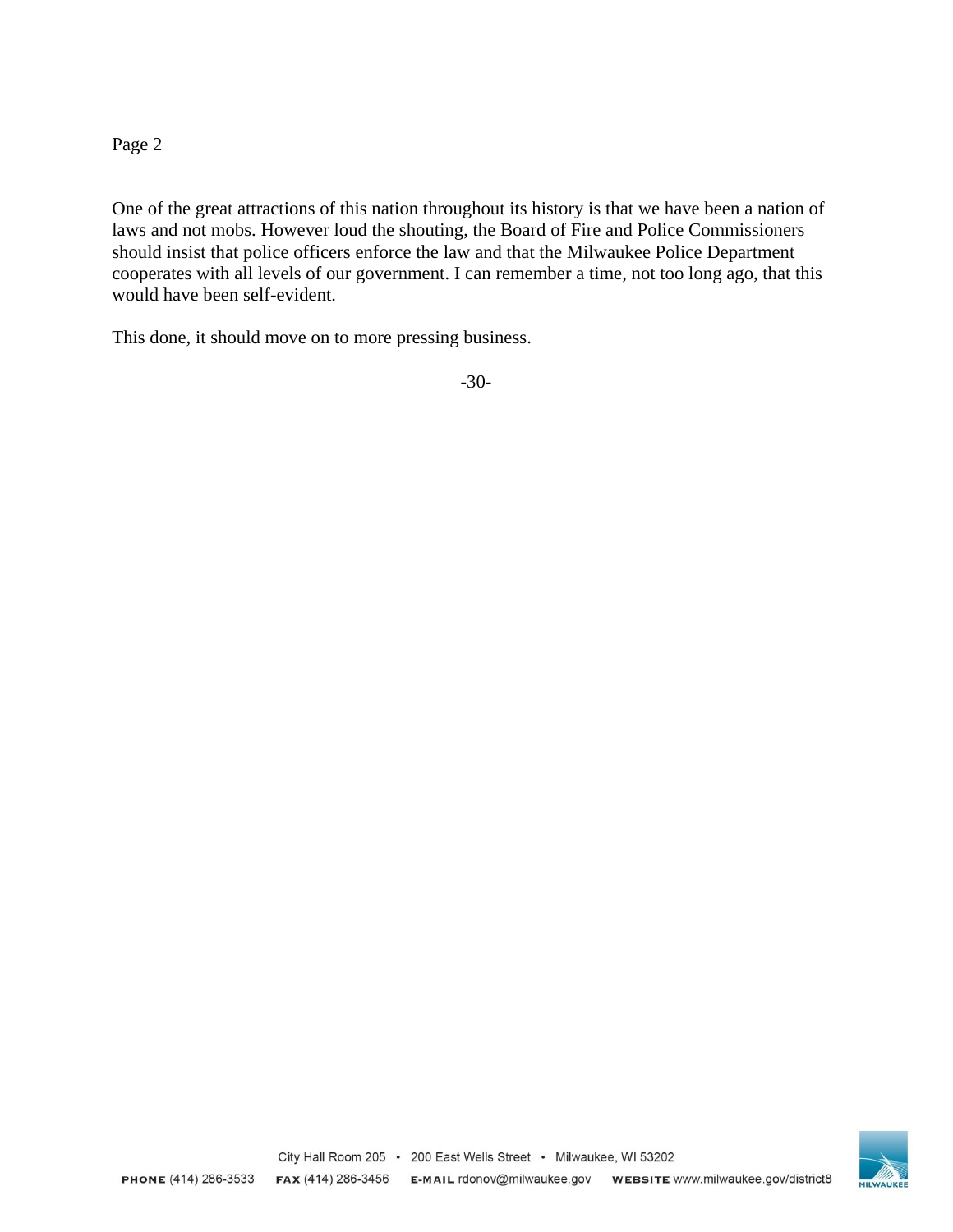One of the great attractions of this nation throughout its history is that we have been a nation of laws and not mobs. However loud the shouting, the Board of Fire and Police Commissioners should insist that police officers enforce the law and that the Milwaukee Police Department cooperates with all levels of our government. I can remember a time, not too long ago, that this would have been self-evident.

This done, it should move on to more pressing business.

-30-